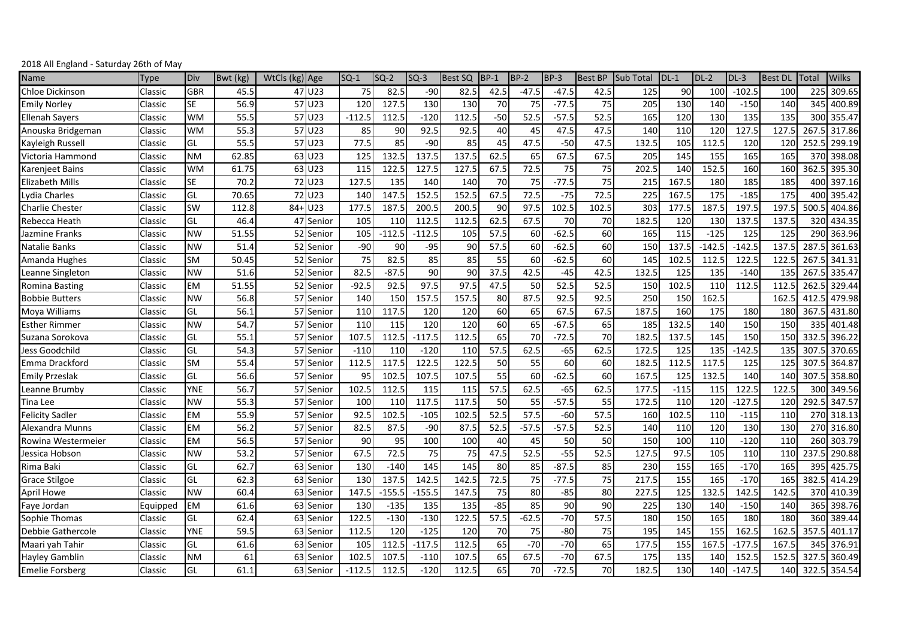2018 All England - Saturday 26th of May

| Name | Type | Div | Bwt (kg) | WtCls (kg) | Age | SQ-1 | SQ-2 | SQ-3 | Best SQ | BP-1 | BP-2 | BP-3 | Best BP | Sub Total | DL-1 | DL-2 | DL-3 | Best DL | Total | Wilks |
|---|---|---|---|---|---|---|---|---|---|---|---|---|---|---|---|---|---|---|---|---|
| Chloe Dickinson | Classic | GBR | 45.5 | 47 | U23 | 75 | 82.5 | -90 | 82.5 | 42.5 | -47.5 | -47.5 | 42.5 | 125 | 90 | 100 | -102.5 | 100 | 225 | 309.65 |
| Emily Norley | Classic | SE | 56.9 | 57 | U23 | 120 | 127.5 | 130 | 130 | 70 | 75 | -77.5 | 75 | 205 | 130 | 140 | -150 | 140 | 345 | 400.89 |
| Ellenah Sayers | Classic | WM | 55.5 | 57 | U23 | -112.5 | 112.5 | -120 | 112.5 | -50 | 52.5 | -57.5 | 52.5 | 165 | 120 | 130 | 135 | 135 | 300 | 355.47 |
| Anouska Bridgeman | Classic | WM | 55.3 | 57 | U23 | 85 | 90 | 92.5 | 92.5 | 40 | 45 | 47.5 | 47.5 | 140 | 110 | 120 | 127.5 | 127.5 | 267.5 | 317.86 |
| Kayleigh Russell | Classic | GL | 55.5 | 57 | U23 | 77.5 | 85 | -90 | 85 | 45 | 47.5 | -50 | 47.5 | 132.5 | 105 | 112.5 | 120 | 120 | 252.5 | 299.19 |
| Victoria Hammond | Classic | NM | 62.85 | 63 | U23 | 125 | 132.5 | 137.5 | 137.5 | 62.5 | 65 | 67.5 | 67.5 | 205 | 145 | 155 | 165 | 165 | 370 | 398.08 |
| Karenjeet Bains | Classic | WM | 61.75 | 63 | U23 | 115 | 122.5 | 127.5 | 127.5 | 67.5 | 72.5 | 75 | 75 | 202.5 | 140 | 152.5 | 160 | 160 | 362.5 | 395.30 |
| Elizabeth Mills | Classic | SE | 70.2 | 72 | U23 | 127.5 | 135 | 140 | 140 | 70 | 75 | -77.5 | 75 | 215 | 167.5 | 180 | 185 | 185 | 400 | 397.16 |
| Lydia Charles | Classic | GL | 70.65 | 72 | U23 | 140 | 147.5 | 152.5 | 152.5 | 67.5 | 72.5 | -75 | 72.5 | 225 | 167.5 | 175 | -185 | 175 | 400 | 395.42 |
| Charlie Chester | Classic | SW | 112.8 | 84+ | U23 | 177.5 | 187.5 | 200.5 | 200.5 | 90 | 97.5 | 102.5 | 102.5 | 303 | 177.5 | 187.5 | 197.5 | 197.5 | 500.5 | 404.86 |
| Rebecca Heath | Classic | GL | 46.4 | 47 | Senior | 105 | 110 | 112.5 | 112.5 | 62.5 | 67.5 | 70 | 70 | 182.5 | 120 | 130 | 137.5 | 137.5 | 320 | 434.35 |
| Jazmine Franks | Classic | NW | 51.55 | 52 | Senior | 105 | -112.5 | -112.5 | 105 | 57.5 | 60 | -62.5 | 60 | 165 | 115 | -125 | 125 | 125 | 290 | 363.96 |
| Natalie Banks | Classic | NW | 51.4 | 52 | Senior | -90 | 90 | -95 | 90 | 57.5 | 60 | -62.5 | 60 | 150 | 137.5 | -142.5 | -142.5 | 137.5 | 287.5 | 361.63 |
| Amanda Hughes | Classic | SM | 50.45 | 52 | Senior | 75 | 82.5 | 85 | 85 | 55 | 60 | -62.5 | 60 | 145 | 102.5 | 112.5 | 122.5 | 122.5 | 267.5 | 341.31 |
| Leanne Singleton | Classic | NW | 51.6 | 52 | Senior | 82.5 | -87.5 | 90 | 90 | 37.5 | 42.5 | -45 | 42.5 | 132.5 | 125 | 135 | -140 | 135 | 267.5 | 335.47 |
| Romina Basting | Classic | EM | 51.55 | 52 | Senior | -92.5 | 92.5 | 97.5 | 97.5 | 47.5 | 50 | 52.5 | 52.5 | 150 | 102.5 | 110 | 112.5 | 112.5 | 262.5 | 329.44 |
| Bobbie Butters | Classic | NW | 56.8 | 57 | Senior | 140 | 150 | 157.5 | 157.5 | 80 | 87.5 | 92.5 | 92.5 | 250 | 150 | 162.5 | | 162.5 | 412.5 | 479.98 |
| Moya Williams | Classic | GL | 56.1 | 57 | Senior | 110 | 117.5 | 120 | 120 | 60 | 65 | 67.5 | 67.5 | 187.5 | 160 | 175 | 180 | 180 | 367.5 | 431.80 |
| Esther Rimmer | Classic | NW | 54.7 | 57 | Senior | 110 | 115 | 120 | 120 | 60 | 65 | -67.5 | 65 | 185 | 132.5 | 140 | 150 | 150 | 335 | 401.48 |
| Suzana Sorokova | Classic | GL | 55.1 | 57 | Senior | 107.5 | 112.5 | -117.5 | 112.5 | 65 | 70 | -72.5 | 70 | 182.5 | 137.5 | 145 | 150 | 150 | 332.5 | 396.22 |
| Jess Goodchild | Classic | GL | 54.3 | 57 | Senior | -110 | 110 | -120 | 110 | 57.5 | 62.5 | -65 | 62.5 | 172.5 | 125 | 135 | -142.5 | 135 | 307.5 | 370.65 |
| Emma Drackford | Classic | SM | 55.4 | 57 | Senior | 112.5 | 117.5 | 122.5 | 122.5 | 50 | 55 | 60 | 60 | 182.5 | 112.5 | 117.5 | 125 | 125 | 307.5 | 364.87 |
| Emily Przeslak | Classic | GL | 56.6 | 57 | Senior | 95 | 102.5 | 107.5 | 107.5 | 55 | 60 | -62.5 | 60 | 167.5 | 125 | 132.5 | 140 | 140 | 307.5 | 358.80 |
| Leanne Brumby | Classic | YNE | 56.7 | 57 | Senior | 102.5 | 112.5 | 115 | 115 | 57.5 | 62.5 | -65 | 62.5 | 177.5 | -115 | 115 | 122.5 | 122.5 | 300 | 349.56 |
| Tina Lee | Classic | NW | 55.3 | 57 | Senior | 100 | 110 | 117.5 | 117.5 | 50 | 55 | -57.5 | 55 | 172.5 | 110 | 120 | -127.5 | 120 | 292.5 | 347.57 |
| Felicity Sadler | Classic | EM | 55.9 | 57 | Senior | 92.5 | 102.5 | -105 | 102.5 | 52.5 | 57.5 | -60 | 57.5 | 160 | 102.5 | 110 | -115 | 110 | 270 | 318.13 |
| Alexandra Munns | Classic | EM | 56.2 | 57 | Senior | 82.5 | 87.5 | -90 | 87.5 | 52.5 | -57.5 | -57.5 | 52.5 | 140 | 110 | 120 | 130 | 130 | 270 | 316.80 |
| Rowina Westermeier | Classic | EM | 56.5 | 57 | Senior | 90 | 95 | 100 | 100 | 40 | 45 | 50 | 50 | 150 | 100 | 110 | -120 | 110 | 260 | 303.79 |
| Jessica Hobson | Classic | NW | 53.2 | 57 | Senior | 67.5 | 72.5 | 75 | 75 | 47.5 | 52.5 | -55 | 52.5 | 127.5 | 97.5 | 105 | 110 | 110 | 237.5 | 290.88 |
| Rima Baki | Classic | GL | 62.7 | 63 | Senior | 130 | -140 | 145 | 145 | 80 | 85 | -87.5 | 85 | 230 | 155 | 165 | -170 | 165 | 395 | 425.75 |
| Grace Stilgoe | Classic | GL | 62.3 | 63 | Senior | 130 | 137.5 | 142.5 | 142.5 | 72.5 | 75 | -77.5 | 75 | 217.5 | 155 | 165 | -170 | 165 | 382.5 | 414.29 |
| April Howe | Classic | NW | 60.4 | 63 | Senior | 147.5 | -155.5 | -155.5 | 147.5 | 75 | 80 | -85 | 80 | 227.5 | 125 | 132.5 | 142.5 | 142.5 | 370 | 410.39 |
| Faye Jordan | Equipped | EM | 61.6 | 63 | Senior | 130 | -135 | 135 | 135 | -85 | 85 | 90 | 90 | 225 | 130 | 140 | -150 | 140 | 365 | 398.76 |
| Sophie Thomas | Classic | GL | 62.4 | 63 | Senior | 122.5 | -130 | -130 | 122.5 | 57.5 | -62.5 | -70 | 57.5 | 180 | 150 | 165 | 180 | 180 | 360 | 389.44 |
| Debbie Gathercole | Classic | YNE | 59.5 | 63 | Senior | 112.5 | 120 | -125 | 120 | 70 | 75 | -80 | 75 | 195 | 145 | 155 | 162.5 | 162.5 | 357.5 | 401.17 |
| Maari yah Tahir | Classic | GL | 61.6 | 63 | Senior | 105 | 112.5 | -117.5 | 112.5 | 65 | -70 | -70 | 65 | 177.5 | 155 | 167.5 | -177.5 | 167.5 | 345 | 376.91 |
| Hayley Gamblin | Classic | NM | 61 | 63 | Senior | 102.5 | 107.5 | -110 | 107.5 | 65 | 67.5 | -70 | 67.5 | 175 | 135 | 140 | 152.5 | 152.5 | 327.5 | 360.49 |
| Emelie Forsberg | Classic | GL | 61.1 | 63 | Senior | -112.5 | 112.5 | -120 | 112.5 | 65 | 70 | -72.5 | 70 | 182.5 | 130 | 140 | -147.5 | 140 | 322.5 | 354.54 |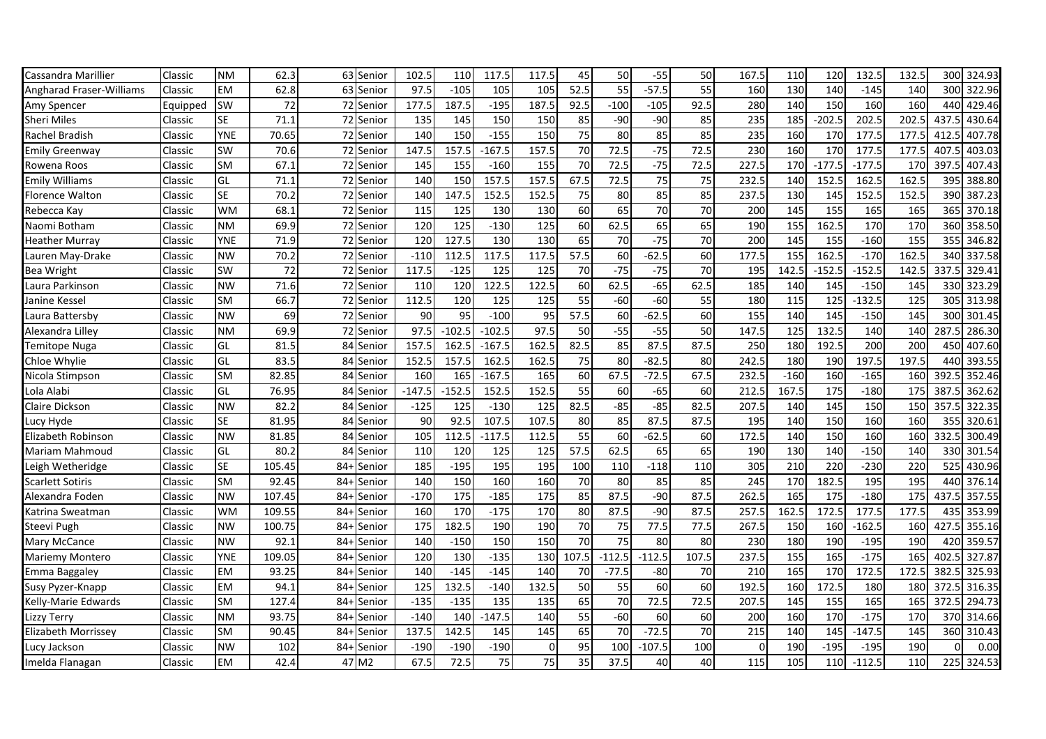| | | | | | | | | | | | | | | | | | | | | | |
|---|---|---|---|---|---|---|---|---|---|---|---|---|---|---|---|---|---|---|---|---|---|
| Cassandra Marillier | Classic | NM | 62.3 | 63 | Senior | 102.5 | 110 | 117.5 | 117.5 | 45 | 50 | -55 | 50 | 167.5 | 110 | 120 | 132.5 | 132.5 | 300 | 324.93 |
| Angharad Fraser-Williams | Classic | EM | 62.8 | 63 | Senior | 97.5 | -105 | 105 | 105 | 52.5 | 55 | -57.5 | 55 | 160 | 130 | 140 | -145 | 140 | 300 | 322.96 |
| Amy Spencer | Equipped | SW | 72 | 72 | Senior | 177.5 | 187.5 | -195 | 187.5 | 92.5 | -100 | -105 | 92.5 | 280 | 140 | 150 | 160 | 160 | 440 | 429.46 |
| Sheri Miles | Classic | SE | 71.1 | 72 | Senior | 135 | 145 | 150 | 150 | 85 | -90 | -90 | 85 | 235 | 185 | -202.5 | 202.5 | 202.5 | 437.5 | 430.64 |
| Rachel Bradish | Classic | YNE | 70.65 | 72 | Senior | 140 | 150 | -155 | 150 | 75 | 80 | 85 | 85 | 235 | 160 | 170 | 177.5 | 177.5 | 412.5 | 407.78 |
| Emily Greenway | Classic | SW | 70.6 | 72 | Senior | 147.5 | 157.5 | -167.5 | 157.5 | 70 | 72.5 | -75 | 72.5 | 230 | 160 | 170 | 177.5 | 177.5 | 407.5 | 403.03 |
| Rowena Roos | Classic | SM | 67.1 | 72 | Senior | 145 | 155 | -160 | 155 | 70 | 72.5 | -75 | 72.5 | 227.5 | 170 | -177.5 | -177.5 | 170 | 397.5 | 407.43 |
| Emily Williams | Classic | GL | 71.1 | 72 | Senior | 140 | 150 | 157.5 | 157.5 | 67.5 | 72.5 | 75 | 75 | 232.5 | 140 | 152.5 | 162.5 | 162.5 | 395 | 388.80 |
| Florence Walton | Classic | SE | 70.2 | 72 | Senior | 140 | 147.5 | 152.5 | 152.5 | 75 | 80 | 85 | 85 | 237.5 | 130 | 145 | 152.5 | 152.5 | 390 | 387.23 |
| Rebecca Kay | Classic | WM | 68.1 | 72 | Senior | 115 | 125 | 130 | 130 | 60 | 65 | 70 | 70 | 200 | 145 | 155 | 165 | 165 | 365 | 370.18 |
| Naomi Botham | Classic | NM | 69.9 | 72 | Senior | 120 | 125 | -130 | 125 | 60 | 62.5 | 65 | 65 | 190 | 155 | 162.5 | 170 | 170 | 360 | 358.50 |
| Heather Murray | Classic | YNE | 71.9 | 72 | Senior | 120 | 127.5 | 130 | 130 | 65 | 70 | -75 | 70 | 200 | 145 | 155 | -160 | 155 | 355 | 346.82 |
| Lauren May-Drake | Classic | NW | 70.2 | 72 | Senior | -110 | 112.5 | 117.5 | 117.5 | 57.5 | 60 | -62.5 | 60 | 177.5 | 155 | 162.5 | -170 | 162.5 | 340 | 337.58 |
| Bea Wright | Classic | SW | 72 | 72 | Senior | 117.5 | -125 | 125 | 125 | 70 | -75 | -75 | 70 | 195 | 142.5 | -152.5 | -152.5 | 142.5 | 337.5 | 329.41 |
| Laura Parkinson | Classic | NW | 71.6 | 72 | Senior | 110 | 120 | 122.5 | 122.5 | 60 | 62.5 | -65 | 62.5 | 185 | 140 | 145 | -150 | 145 | 330 | 323.29 |
| Janine Kessel | Classic | SM | 66.7 | 72 | Senior | 112.5 | 120 | 125 | 125 | 55 | -60 | -60 | 55 | 180 | 115 | 125 | -132.5 | 125 | 305 | 313.98 |
| Laura Battersby | Classic | NW | 69 | 72 | Senior | 90 | 95 | -100 | 95 | 57.5 | 60 | -62.5 | 60 | 155 | 140 | 145 | -150 | 145 | 300 | 301.45 |
| Alexandra Lilley | Classic | NM | 69.9 | 72 | Senior | 97.5 | -102.5 | -102.5 | 97.5 | 50 | -55 | -55 | 50 | 147.5 | 125 | 132.5 | 140 | 140 | 287.5 | 286.30 |
| Temitope Nuga | Classic | GL | 81.5 | 84 | Senior | 157.5 | 162.5 | -167.5 | 162.5 | 82.5 | 85 | 87.5 | 87.5 | 250 | 180 | 192.5 | 200 | 200 | 450 | 407.60 |
| Chloe Whylie | Classic | GL | 83.5 | 84 | Senior | 152.5 | 157.5 | 162.5 | 162.5 | 75 | 80 | -82.5 | 80 | 242.5 | 180 | 190 | 197.5 | 197.5 | 440 | 393.55 |
| Nicola Stimpson | Classic | SM | 82.85 | 84 | Senior | 160 | 165 | -167.5 | 165 | 60 | 67.5 | -72.5 | 67.5 | 232.5 | -160 | 160 | -165 | 160 | 392.5 | 352.46 |
| Lola Alabi | Classic | GL | 76.95 | 84 | Senior | -147.5 | -152.5 | 152.5 | 152.5 | 55 | 60 | -65 | 60 | 212.5 | 167.5 | 175 | -180 | 175 | 387.5 | 362.62 |
| Claire Dickson | Classic | NW | 82.2 | 84 | Senior | -125 | 125 | -130 | 125 | 82.5 | -85 | -85 | 82.5 | 207.5 | 140 | 145 | 150 | 150 | 357.5 | 322.35 |
| Lucy Hyde | Classic | SE | 81.95 | 84 | Senior | 90 | 92.5 | 107.5 | 107.5 | 80 | 85 | 87.5 | 87.5 | 195 | 140 | 150 | 160 | 160 | 355 | 320.61 |
| Elizabeth Robinson | Classic | NW | 81.85 | 84 | Senior | 105 | 112.5 | -117.5 | 112.5 | 55 | 60 | -62.5 | 60 | 172.5 | 140 | 150 | 160 | 160 | 332.5 | 300.49 |
| Mariam Mahmoud | Classic | GL | 80.2 | 84 | Senior | 110 | 120 | 125 | 125 | 57.5 | 62.5 | 65 | 65 | 190 | 130 | 140 | -150 | 140 | 330 | 301.54 |
| Leigh Wetheridge | Classic | SE | 105.45 | 84+ | Senior | 185 | -195 | 195 | 195 | 100 | 110 | -118 | 110 | 305 | 210 | 220 | -230 | 220 | 525 | 430.96 |
| Scarlett Sotiris | Classic | SM | 92.45 | 84+ | Senior | 140 | 150 | 160 | 160 | 70 | 80 | 85 | 85 | 245 | 170 | 182.5 | 195 | 195 | 440 | 376.14 |
| Alexandra Foden | Classic | NW | 107.45 | 84+ | Senior | -170 | 175 | -185 | 175 | 85 | 87.5 | -90 | 87.5 | 262.5 | 165 | 175 | -180 | 175 | 437.5 | 357.55 |
| Katrina Sweatman | Classic | WM | 109.55 | 84+ | Senior | 160 | 170 | -175 | 170 | 80 | 87.5 | -90 | 87.5 | 257.5 | 162.5 | 172.5 | 177.5 | 177.5 | 435 | 353.99 |
| Steevi Pugh | Classic | NW | 100.75 | 84+ | Senior | 175 | 182.5 | 190 | 190 | 70 | 75 | 77.5 | 77.5 | 267.5 | 150 | 160 | -162.5 | 160 | 427.5 | 355.16 |
| Mary McCance | Classic | NW | 92.1 | 84+ | Senior | 140 | -150 | 150 | 150 | 70 | 75 | 80 | 80 | 230 | 180 | 190 | -195 | 190 | 420 | 359.57 |
| Mariemy Montero | Classic | YNE | 109.05 | 84+ | Senior | 120 | 130 | -135 | 130 | 107.5 | -112.5 | -112.5 | 107.5 | 237.5 | 155 | 165 | -175 | 165 | 402.5 | 327.87 |
| Emma Baggaley | Classic | EM | 93.25 | 84+ | Senior | 140 | -145 | -145 | 140 | 70 | -77.5 | -80 | 70 | 210 | 165 | 170 | 172.5 | 172.5 | 382.5 | 325.93 |
| Susy Pyzer-Knapp | Classic | EM | 94.1 | 84+ | Senior | 125 | 132.5 | -140 | 132.5 | 50 | 55 | 60 | 60 | 192.5 | 160 | 172.5 | 180 | 180 | 372.5 | 316.35 |
| Kelly-Marie Edwards | Classic | SM | 127.4 | 84+ | Senior | -135 | -135 | 135 | 135 | 65 | 70 | 72.5 | 72.5 | 207.5 | 145 | 155 | 165 | 165 | 372.5 | 294.73 |
| Lizzy Terry | Classic | NM | 93.75 | 84+ | Senior | -140 | 140 | -147.5 | 140 | 55 | -60 | 60 | 60 | 200 | 160 | 170 | -175 | 170 | 370 | 314.66 |
| Elizabeth Morrissey | Classic | SM | 90.45 | 84+ | Senior | 137.5 | 142.5 | 145 | 145 | 65 | 70 | -72.5 | 70 | 215 | 140 | 145 | -147.5 | 145 | 360 | 310.43 |
| Lucy Jackson | Classic | NW | 102 | 84+ | Senior | -190 | -190 | -190 | 0 | 95 | 100 | -107.5 | 100 | 0 | 190 | -195 | -195 | 190 | 0 | 0.00 |
| Imelda Flanagan | Classic | EM | 42.4 | 47 | M2 | 67.5 | 72.5 | 75 | 75 | 35 | 37.5 | 40 | 40 | 115 | 105 | 110 | -112.5 | 110 | 225 | 324.53 |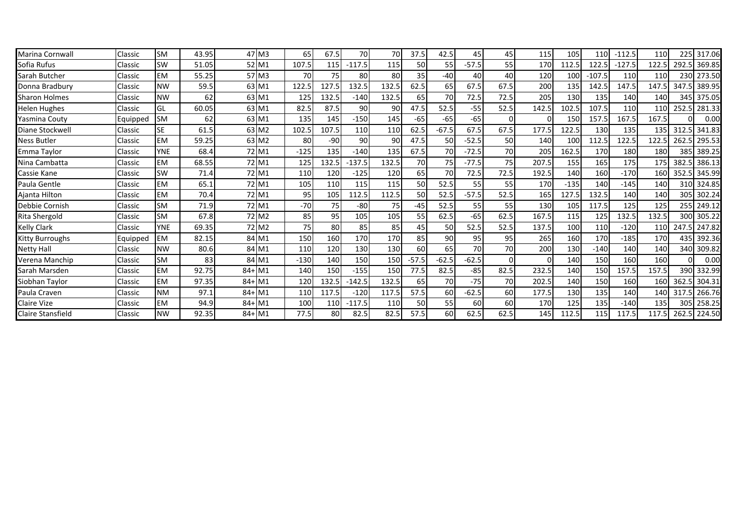| | | | | | | | | | | | | | | | | | | | | | |
|---|---|---|---|---|---|---|---|---|---|---|---|---|---|---|---|---|---|---|---|---|---|
| Marina Cornwall | Classic | SM | 43.95 | 47 | M3 | 65 | 67.5 | 70 | 70 | 37.5 | 42.5 | 45 | 45 | 115 | 105 | 110 | -112.5 | 110 | 225 | 317.06 |
| Sofia Rufus | Classic | SW | 51.05 | 52 | M1 | 107.5 | 115 | -117.5 | 115 | 50 | 55 | -57.5 | 55 | 170 | 112.5 | 122.5 | -127.5 | 122.5 | 292.5 | 369.85 |
| Sarah Butcher | Classic | EM | 55.25 | 57 | M3 | 70 | 75 | 80 | 80 | 35 | -40 | 40 | 40 | 120 | 100 | -107.5 | 110 | 110 | 230 | 273.50 |
| Donna Bradbury | Classic | NW | 59.5 | 63 | M1 | 122.5 | 127.5 | 132.5 | 132.5 | 62.5 | 65 | 67.5 | 67.5 | 200 | 135 | 142.5 | 147.5 | 147.5 | 347.5 | 389.95 |
| Sharon Holmes | Classic | NW | 62 | 63 | M1 | 125 | 132.5 | -140 | 132.5 | 65 | 70 | 72.5 | 72.5 | 205 | 130 | 135 | 140 | 140 | 345 | 375.05 |
| Helen Hughes | Classic | GL | 60.05 | 63 | M1 | 82.5 | 87.5 | 90 | 90 | 47.5 | 52.5 | -55 | 52.5 | 142.5 | 102.5 | 107.5 | 110 | 110 | 252.5 | 281.33 |
| Yasmina Couty | Equipped | SM | 62 | 63 | M1 | 135 | 145 | -150 | 145 | -65 | -65 | -65 | 0 | 0 | 150 | 157.5 | 167.5 | 167.5 | 0 | 0.00 |
| Diane Stockwell | Classic | SE | 61.5 | 63 | M2 | 102.5 | 107.5 | 110 | 110 | 62.5 | -67.5 | 67.5 | 67.5 | 177.5 | 122.5 | 130 | 135 | 135 | 312.5 | 341.83 |
| Ness Butler | Classic | EM | 59.25 | 63 | M2 | 80 | -90 | 90 | 90 | 47.5 | 50 | -52.5 | 50 | 140 | 100 | 112.5 | 122.5 | 122.5 | 262.5 | 295.53 |
| Emma Taylor | Classic | YNE | 68.4 | 72 | M1 | -125 | 135 | -140 | 135 | 67.5 | 70 | -72.5 | 70 | 205 | 162.5 | 170 | 180 | 180 | 385 | 389.25 |
| Nina Cambatta | Classic | EM | 68.55 | 72 | M1 | 125 | 132.5 | -137.5 | 132.5 | 70 | 75 | -77.5 | 75 | 207.5 | 155 | 165 | 175 | 175 | 382.5 | 386.13 |
| Cassie Kane | Classic | SW | 71.4 | 72 | M1 | 110 | 120 | -125 | 120 | 65 | 70 | 72.5 | 72.5 | 192.5 | 140 | 160 | -170 | 160 | 352.5 | 345.99 |
| Paula Gentle | Classic | EM | 65.1 | 72 | M1 | 105 | 110 | 115 | 115 | 50 | 52.5 | 55 | 55 | 170 | -135 | 140 | -145 | 140 | 310 | 324.85 |
| Ajanta Hilton | Classic | EM | 70.4 | 72 | M1 | 95 | 105 | 112.5 | 112.5 | 50 | 52.5 | -57.5 | 52.5 | 165 | 127.5 | 132.5 | 140 | 140 | 305 | 302.24 |
| Debbie Cornish | Classic | SM | 71.9 | 72 | M1 | -70 | 75 | -80 | 75 | -45 | 52.5 | 55 | 55 | 130 | 105 | 117.5 | 125 | 125 | 255 | 249.12 |
| Rita Shergold | Classic | SM | 67.8 | 72 | M2 | 85 | 95 | 105 | 105 | 55 | 62.5 | -65 | 62.5 | 167.5 | 115 | 125 | 132.5 | 132.5 | 300 | 305.22 |
| Kelly Clark | Classic | YNE | 69.35 | 72 | M2 | 75 | 80 | 85 | 85 | 45 | 50 | 52.5 | 52.5 | 137.5 | 100 | 110 | -120 | 110 | 247.5 | 247.82 |
| Kitty Burroughs | Equipped | EM | 82.15 | 84 | M1 | 150 | 160 | 170 | 170 | 85 | 90 | 95 | 95 | 265 | 160 | 170 | -185 | 170 | 435 | 392.36 |
| Netty Hall | Classic | NW | 80.6 | 84 | M1 | 110 | 120 | 130 | 130 | 60 | 65 | 70 | 70 | 200 | 130 | -140 | 140 | 140 | 340 | 309.82 |
| Verena Manchip | Classic | SM | 83 | 84 | M1 | -130 | 140 | 150 | 150 | -57.5 | -62.5 | -62.5 | 0 | 0 | 140 | 150 | 160 | 160 | 0 | 0.00 |
| Sarah Marsden | Classic | EM | 92.75 | 84+ | M1 | 140 | 150 | -155 | 150 | 77.5 | 82.5 | -85 | 82.5 | 232.5 | 140 | 150 | 157.5 | 157.5 | 390 | 332.99 |
| Siobhan Taylor | Classic | EM | 97.35 | 84+ | M1 | 120 | 132.5 | -142.5 | 132.5 | 65 | 70 | -75 | 70 | 202.5 | 140 | 150 | 160 | 160 | 362.5 | 304.31 |
| Paula Craven | Classic | NM | 97.1 | 84+ | M1 | 110 | 117.5 | -120 | 117.5 | 57.5 | 60 | -62.5 | 60 | 177.5 | 130 | 135 | 140 | 140 | 317.5 | 266.76 |
| Claire Vize | Classic | EM | 94.9 | 84+ | M1 | 100 | 110 | -117.5 | 110 | 50 | 55 | 60 | 60 | 170 | 125 | 135 | -140 | 135 | 305 | 258.25 |
| Claire Stansfield | Classic | NW | 92.35 | 84+ | M1 | 77.5 | 80 | 82.5 | 82.5 | 57.5 | 60 | 62.5 | 62.5 | 145 | 112.5 | 115 | 117.5 | 117.5 | 262.5 | 224.50 |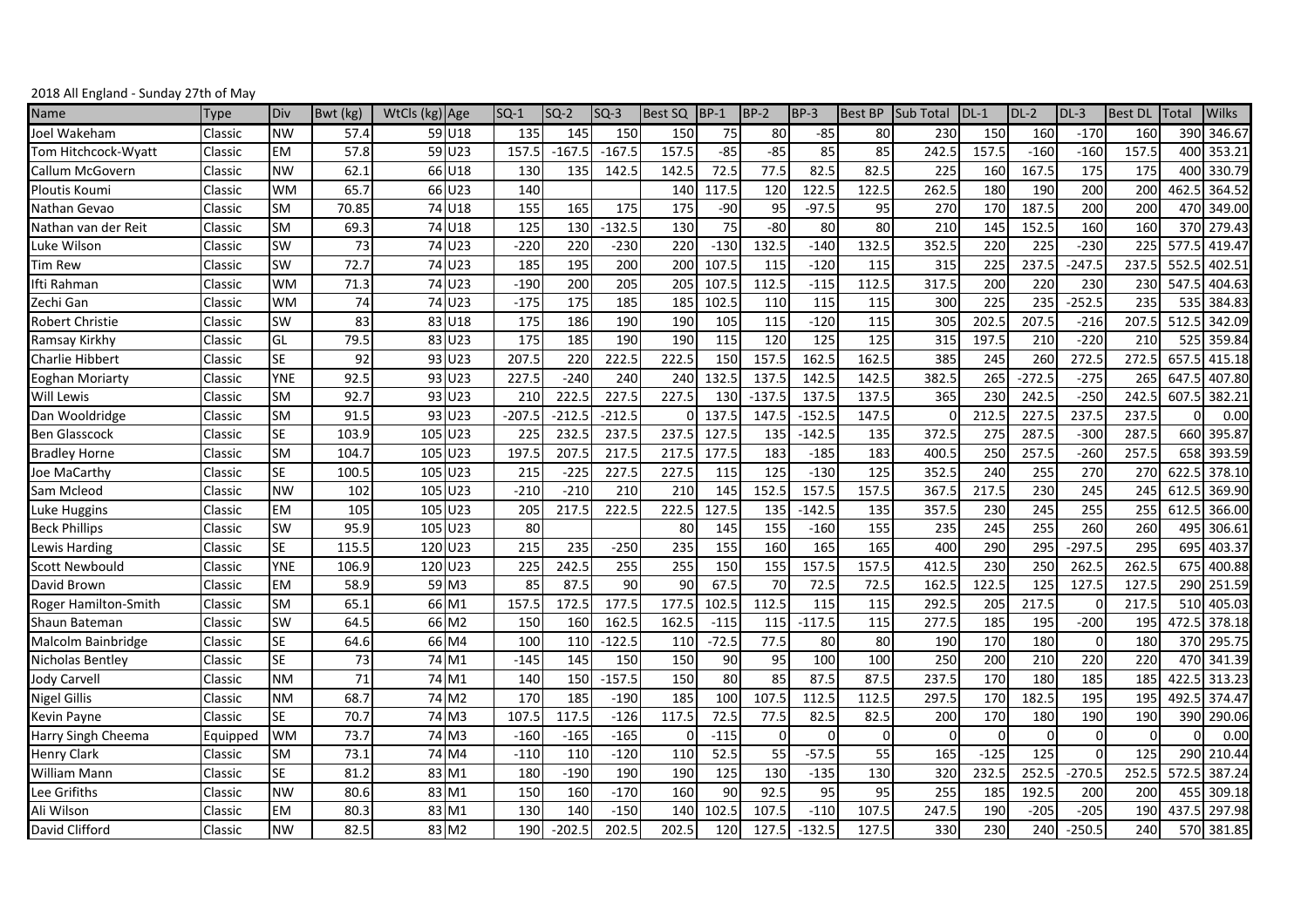2018 All England - Sunday 27th of May

| Name | Type | Div | Bwt (kg) | WtCls (kg) | Age | SQ-1 | SQ-2 | SQ-3 | Best SQ | BP-1 | BP-2 | BP-3 | Best BP | Sub Total | DL-1 | DL-2 | DL-3 | Best DL | Total | Wilks |
|---|---|---|---|---|---|---|---|---|---|---|---|---|---|---|---|---|---|---|---|---|
| Joel Wakeham | Classic | NW | 57.4 | 59 | U18 | 135 | 145 | 150 | 150 | 75 | 80 | -85 | 80 | 230 | 150 | 160 | -170 | 160 | 390 | 346.67 |
| Tom Hitchcock-Wyatt | Classic | EM | 57.8 | 59 | U23 | 157.5 | -167.5 | -167.5 | 157.5 | -85 | -85 | 85 | 85 | 242.5 | 157.5 | -160 | -160 | 157.5 | 400 | 353.21 |
| Callum McGovern | Classic | NW | 62.1 | 66 | U18 | 130 | 135 | 142.5 | 142.5 | 72.5 | 77.5 | 82.5 | 82.5 | 225 | 160 | 167.5 | 175 | 175 | 400 | 330.79 |
| Ploutis Koumi | Classic | WM | 65.7 | 66 | U23 | 140 | | | 140 | 117.5 | 120 | 122.5 | 122.5 | 262.5 | 180 | 190 | 200 | 200 | 462.5 | 364.52 |
| Nathan Gevao | Classic | SM | 70.85 | 74 | U18 | 155 | 165 | 175 | 175 | -90 | 95 | -97.5 | 95 | 270 | 170 | 187.5 | 200 | 200 | 470 | 349.00 |
| Nathan van der Reit | Classic | SM | 69.3 | 74 | U18 | 125 | 130 | -132.5 | 130 | 75 | -80 | 80 | 80 | 210 | 145 | 152.5 | 160 | 160 | 370 | 279.43 |
| Luke Wilson | Classic | SW | 73 | 74 | U23 | -220 | 220 | -230 | 220 | -130 | 132.5 | -140 | 132.5 | 352.5 | 220 | 225 | -230 | 225 | 577.5 | 419.47 |
| Tim Rew | Classic | SW | 72.7 | 74 | U23 | 185 | 195 | 200 | 200 | 107.5 | 115 | -120 | 115 | 315 | 225 | 237.5 | -247.5 | 237.5 | 552.5 | 402.51 |
| Ifti Rahman | Classic | WM | 71.3 | 74 | U23 | -190 | 200 | 205 | 205 | 107.5 | 112.5 | -115 | 112.5 | 317.5 | 200 | 220 | 230 | 230 | 547.5 | 404.63 |
| Zechi Gan | Classic | WM | 74 | 74 | U23 | -175 | 175 | 185 | 185 | 102.5 | 110 | 115 | 115 | 300 | 225 | 235 | -252.5 | 235 | 535 | 384.83 |
| Robert Christie | Classic | SW | 83 | 83 | U18 | 175 | 186 | 190 | 190 | 105 | 115 | -120 | 115 | 305 | 202.5 | 207.5 | -216 | 207.5 | 512.5 | 342.09 |
| Ramsay Kirkhy | Classic | GL | 79.5 | 83 | U23 | 175 | 185 | 190 | 190 | 115 | 120 | 125 | 125 | 315 | 197.5 | 210 | -220 | 210 | 525 | 359.84 |
| Charlie Hibbert | Classic | SE | 92 | 93 | U23 | 207.5 | 220 | 222.5 | 222.5 | 150 | 157.5 | 162.5 | 162.5 | 385 | 245 | 260 | 272.5 | 272.5 | 657.5 | 415.18 |
| Eoghan Moriarty | Classic | YNE | 92.5 | 93 | U23 | 227.5 | -240 | 240 | 240 | 132.5 | 137.5 | 142.5 | 142.5 | 382.5 | 265 | -272.5 | -275 | 265 | 647.5 | 407.80 |
| Will Lewis | Classic | SM | 92.7 | 93 | U23 | 210 | 222.5 | 227.5 | 227.5 | 130 | -137.5 | 137.5 | 137.5 | 365 | 230 | 242.5 | -250 | 242.5 | 607.5 | 382.21 |
| Dan Wooldridge | Classic | SM | 91.5 | 93 | U23 | -207.5 | -212.5 | -212.5 | 0 | 137.5 | 147.5 | -152.5 | 147.5 | 0 | 212.5 | 227.5 | 237.5 | 237.5 | 0 | 0.00 |
| Ben Glasscock | Classic | SE | 103.9 | 105 | U23 | 225 | 232.5 | 237.5 | 237.5 | 127.5 | 135 | -142.5 | 135 | 372.5 | 275 | 287.5 | -300 | 287.5 | 660 | 395.87 |
| Bradley Horne | Classic | SM | 104.7 | 105 | U23 | 197.5 | 207.5 | 217.5 | 217.5 | 177.5 | 183 | -185 | 183 | 400.5 | 250 | 257.5 | -260 | 257.5 | 658 | 393.59 |
| Joe MaCarthy | Classic | SE | 100.5 | 105 | U23 | 215 | -225 | 227.5 | 227.5 | 115 | 125 | -130 | 125 | 352.5 | 240 | 255 | 270 | 270 | 622.5 | 378.10 |
| Sam Mcleod | Classic | NW | 102 | 105 | U23 | -210 | -210 | 210 | 210 | 145 | 152.5 | 157.5 | 157.5 | 367.5 | 217.5 | 230 | 245 | 245 | 612.5 | 369.90 |
| Luke Huggins | Classic | EM | 105 | 105 | U23 | 205 | 217.5 | 222.5 | 222.5 | 127.5 | 135 | -142.5 | 135 | 357.5 | 230 | 245 | 255 | 255 | 612.5 | 366.00 |
| Beck Phillips | Classic | SW | 95.9 | 105 | U23 | 80 | | | 80 | 145 | 155 | -160 | 155 | 235 | 245 | 255 | 260 | 260 | 495 | 306.61 |
| Lewis Harding | Classic | SE | 115.5 | 120 | U23 | 215 | 235 | -250 | 235 | 155 | 160 | 165 | 165 | 400 | 290 | 295 | -297.5 | 295 | 695 | 403.37 |
| Scott Newbould | Classic | YNE | 106.9 | 120 | U23 | 225 | 242.5 | 255 | 255 | 150 | 155 | 157.5 | 157.5 | 412.5 | 230 | 250 | 262.5 | 262.5 | 675 | 400.88 |
| David Brown | Classic | EM | 58.9 | 59 | M3 | 85 | 87.5 | 90 | 90 | 67.5 | 70 | 72.5 | 72.5 | 162.5 | 122.5 | 125 | 127.5 | 127.5 | 290 | 251.59 |
| Roger Hamilton-Smith | Classic | SM | 65.1 | 66 | M1 | 157.5 | 172.5 | 177.5 | 177.5 | 102.5 | 112.5 | 115 | 115 | 292.5 | 205 | 217.5 | 0 | 217.5 | 510 | 405.03 |
| Shaun Bateman | Classic | SW | 64.5 | 66 | M2 | 150 | 160 | 162.5 | 162.5 | -115 | 115 | -117.5 | 115 | 277.5 | 185 | 195 | -200 | 195 | 472.5 | 378.18 |
| Malcolm Bainbridge | Classic | SE | 64.6 | 66 | M4 | 100 | 110 | -122.5 | 110 | -72.5 | 77.5 | 80 | 80 | 190 | 170 | 180 | 0 | 180 | 370 | 295.75 |
| Nicholas Bentley | Classic | SE | 73 | 74 | M1 | -145 | 145 | 150 | 150 | 90 | 95 | 100 | 100 | 250 | 200 | 210 | 220 | 220 | 470 | 341.39 |
| Jody Carvell | Classic | NM | 71 | 74 | M1 | 140 | 150 | -157.5 | 150 | 80 | 85 | 87.5 | 87.5 | 237.5 | 170 | 180 | 185 | 185 | 422.5 | 313.23 |
| Nigel Gillis | Classic | NM | 68.7 | 74 | M2 | 170 | 185 | -190 | 185 | 100 | 107.5 | 112.5 | 112.5 | 297.5 | 170 | 182.5 | 195 | 195 | 492.5 | 374.47 |
| Kevin Payne | Classic | SE | 70.7 | 74 | M3 | 107.5 | 117.5 | -126 | 117.5 | 72.5 | 77.5 | 82.5 | 82.5 | 200 | 170 | 180 | 190 | 190 | 390 | 290.06 |
| Harry Singh Cheema | Equipped | WM | 73.7 | 74 | M3 | -160 | -165 | -165 | 0 | -115 | 0 | 0 | 0 | 0 | 0 | 0 | 0 | 0 | 0 | 0.00 |
| Henry Clark | Classic | SM | 73.1 | 74 | M4 | -110 | 110 | -120 | 110 | 52.5 | 55 | -57.5 | 55 | 165 | -125 | 125 | 0 | 125 | 290 | 210.44 |
| William Mann | Classic | SE | 81.2 | 83 | M1 | 180 | -190 | 190 | 190 | 125 | 130 | -135 | 130 | 320 | 232.5 | 252.5 | -270.5 | 252.5 | 572.5 | 387.24 |
| Lee Grifiths | Classic | NW | 80.6 | 83 | M1 | 150 | 160 | -170 | 160 | 90 | 92.5 | 95 | 95 | 255 | 185 | 192.5 | 200 | 200 | 455 | 309.18 |
| Ali Wilson | Classic | EM | 80.3 | 83 | M1 | 130 | 140 | -150 | 140 | 102.5 | 107.5 | -110 | 107.5 | 247.5 | 190 | -205 | -205 | 190 | 437.5 | 297.98 |
| David Clifford | Classic | NW | 82.5 | 83 | M2 | 190 | -202.5 | 202.5 | 202.5 | 120 | 127.5 | -132.5 | 127.5 | 330 | 230 | 240 | -250.5 | 240 | 570 | 381.85 |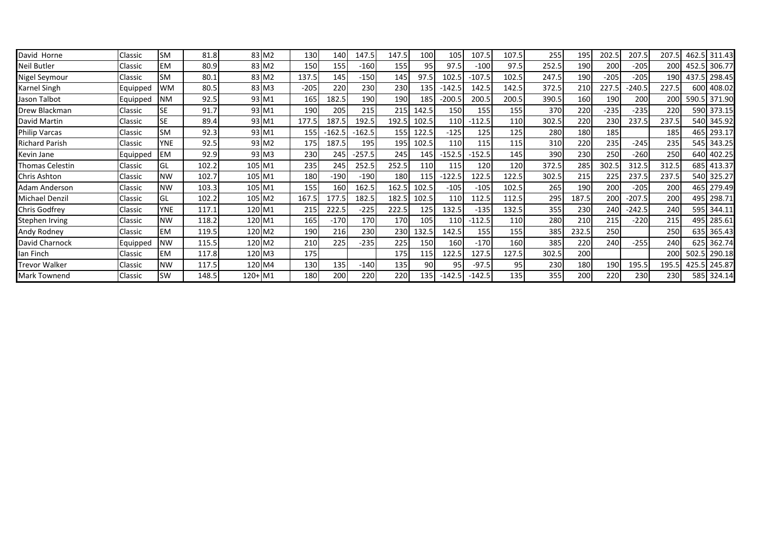| | | | | | | | | | | | | | | | | | | | | | |
|---|---|---|---|---|---|---|---|---|---|---|---|---|---|---|---|---|---|---|---|---|---|
| David Horne | Classic | SM | 81.8 | 83 | M2 | 130 | 140 | 147.5 | 147.5 | 100 | 105 | 107.5 | 107.5 | 255 | 195 | 202.5 | 207.5 | 207.5 | 462.5 | 311.43 |
| Neil Butler | Classic | EM | 80.9 | 83 | M2 | 150 | 155 | -160 | 155 | 95 | 97.5 | -100 | 97.5 | 252.5 | 190 | 200 | -205 | 200 | 452.5 | 306.77 |
| Nigel Seymour | Classic | SM | 80.1 | 83 | M2 | 137.5 | 145 | -150 | 145 | 97.5 | 102.5 | -107.5 | 102.5 | 247.5 | 190 | -205 | -205 | 190 | 437.5 | 298.45 |
| Karnel Singh | Equipped | WM | 80.5 | 83 | M3 | -205 | 220 | 230 | 230 | 135 | -142.5 | 142.5 | 142.5 | 372.5 | 210 | 227.5 | -240.5 | 227.5 | 600 | 408.02 |
| Jason Talbot | Equipped | NM | 92.5 | 93 | M1 | 165 | 182.5 | 190 | 190 | 185 | -200.5 | 200.5 | 200.5 | 390.5 | 160 | 190 | 200 | 200 | 590.5 | 371.90 |
| Drew Blackman | Classic | SE | 91.7 | 93 | M1 | 190 | 205 | 215 | 215 | 142.5 | 150 | 155 | 155 | 370 | 220 | -235 | -235 | 220 | 590 | 373.15 |
| David Martin | Classic | SE | 89.4 | 93 | M1 | 177.5 | 187.5 | 192.5 | 192.5 | 102.5 | 110 | -112.5 | 110 | 302.5 | 220 | 230 | 237.5 | 237.5 | 540 | 345.92 |
| Philip Varcas | Classic | SM | 92.3 | 93 | M1 | 155 | -162.5 | -162.5 | 155 | 122.5 | -125 | 125 | 125 | 280 | 180 | 185 | | 185 | 465 | 293.17 |
| Richard Parish | Classic | YNE | 92.5 | 93 | M2 | 175 | 187.5 | 195 | 195 | 102.5 | 110 | 115 | 115 | 310 | 220 | 235 | -245 | 235 | 545 | 343.25 |
| Kevin Jane | Equipped | EM | 92.9 | 93 | M3 | 230 | 245 | -257.5 | 245 | 145 | -152.5 | -152.5 | 145 | 390 | 230 | 250 | -260 | 250 | 640 | 402.25 |
| Thomas Celestin | Classic | GL | 102.2 | 105 | M1 | 235 | 245 | 252.5 | 252.5 | 110 | 115 | 120 | 120 | 372.5 | 285 | 302.5 | 312.5 | 312.5 | 685 | 413.37 |
| Chris Ashton | Classic | NW | 102.7 | 105 | M1 | 180 | -190 | -190 | 180 | 115 | -122.5 | 122.5 | 122.5 | 302.5 | 215 | 225 | 237.5 | 237.5 | 540 | 325.27 |
| Adam Anderson | Classic | NW | 103.3 | 105 | M1 | 155 | 160 | 162.5 | 162.5 | 102.5 | -105 | -105 | 102.5 | 265 | 190 | 200 | -205 | 200 | 465 | 279.49 |
| Michael Denzil | Classic | GL | 102.2 | 105 | M2 | 167.5 | 177.5 | 182.5 | 182.5 | 102.5 | 110 | 112.5 | 112.5 | 295 | 187.5 | 200 | -207.5 | 200 | 495 | 298.71 |
| Chris Godfrey | Classic | YNE | 117.1 | 120 | M1 | 215 | 222.5 | -225 | 222.5 | 125 | 132.5 | -135 | 132.5 | 355 | 230 | 240 | -242.5 | 240 | 595 | 344.11 |
| Stephen Irving | Classic | NW | 118.2 | 120 | M1 | 165 | -170 | 170 | 170 | 105 | 110 | -112.5 | 110 | 280 | 210 | 215 | -220 | 215 | 495 | 285.61 |
| Andy Rodney | Classic | EM | 119.5 | 120 | M2 | 190 | 216 | 230 | 230 | 132.5 | 142.5 | 155 | 155 | 385 | 232.5 | 250 | | 250 | 635 | 365.43 |
| David Charnock | Equipped | NW | 115.5 | 120 | M2 | 210 | 225 | -235 | 225 | 150 | 160 | -170 | 160 | 385 | 220 | 240 | -255 | 240 | 625 | 362.74 |
| Ian Finch | Classic | EM | 117.8 | 120 | M3 | 175 | | | 175 | 115 | 122.5 | 127.5 | 127.5 | 302.5 | 200 | | | 200 | 502.5 | 290.18 |
| Trevor Walker | Classic | NW | 117.5 | 120 | M4 | 130 | 135 | -140 | 135 | 90 | 95 | -97.5 | 95 | 230 | 180 | 190 | 195.5 | 195.5 | 425.5 | 245.87 |
| Mark Townend | Classic | SW | 148.5 | 120+ | M1 | 180 | 200 | 220 | 220 | 135 | -142.5 | -142.5 | 135 | 355 | 200 | 220 | 230 | 230 | 585 | 324.14 |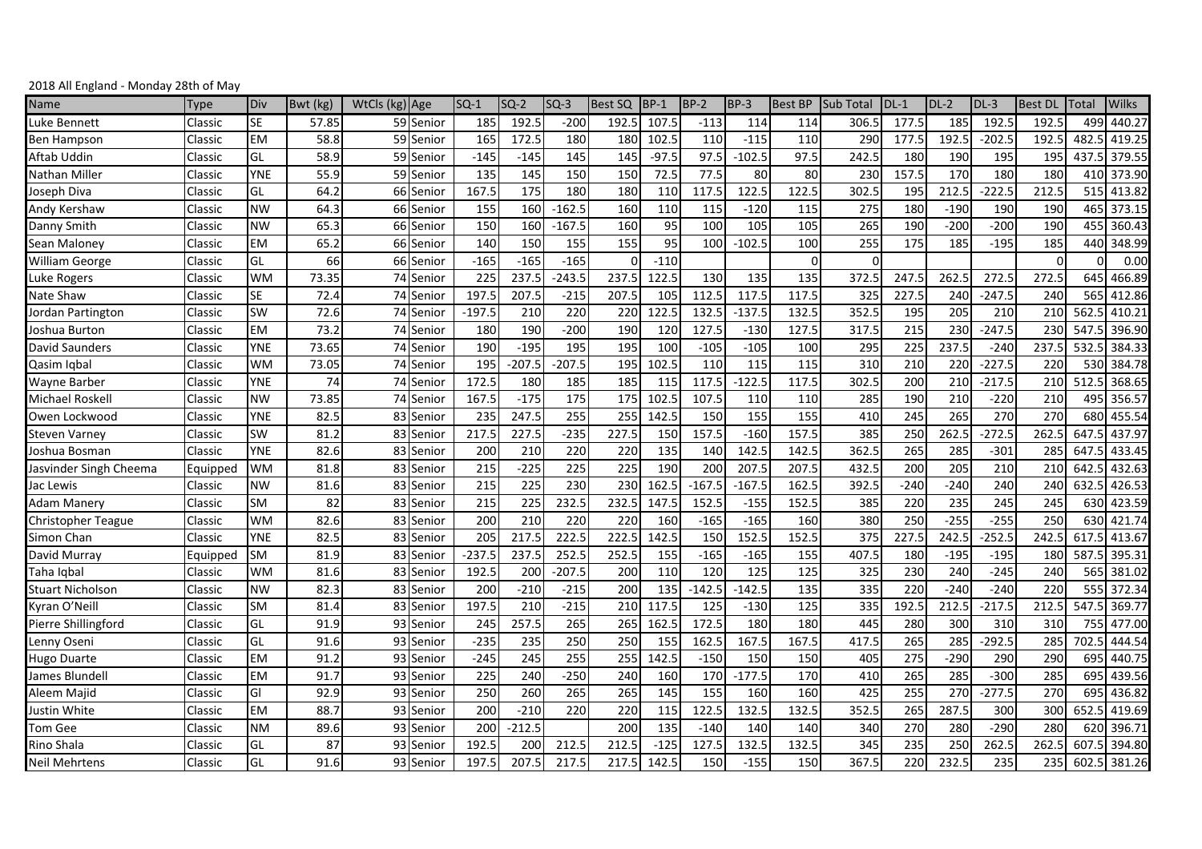2018 All England - Monday 28th of May

| Name | Type | Div | Bwt (kg) | WtCls (kg) | Age | SQ-1 | SQ-2 | SQ-3 | Best SQ | BP-1 | BP-2 | BP-3 | Best BP | Sub Total | DL-1 | DL-2 | DL-3 | Best DL | Total | Wilks |
|---|---|---|---|---|---|---|---|---|---|---|---|---|---|---|---|---|---|---|---|---|
| Luke Bennett | Classic | SE | 57.85 | 59 | Senior | 185 | 192.5 | -200 | 192.5 | 107.5 | -113 | 114 | 114 | 306.5 | 177.5 | 185 | 192.5 | 192.5 | 499 | 440.27 |
| Ben Hampson | Classic | EM | 58.8 | 59 | Senior | 165 | 172.5 | 180 | 180 | 102.5 | 110 | -115 | 110 | 290 | 177.5 | 192.5 | -202.5 | 192.5 | 482.5 | 419.25 |
| Aftab Uddin | Classic | GL | 58.9 | 59 | Senior | -145 | -145 | 145 | 145 | -97.5 | 97.5 | -102.5 | 97.5 | 242.5 | 180 | 190 | 195 | 195 | 437.5 | 379.55 |
| Nathan Miller | Classic | YNE | 55.9 | 59 | Senior | 135 | 145 | 150 | 150 | 72.5 | 77.5 | 80 | 80 | 230 | 157.5 | 170 | 180 | 180 | 410 | 373.90 |
| Joseph Diva | Classic | GL | 64.2 | 66 | Senior | 167.5 | 175 | 180 | 180 | 110 | 117.5 | 122.5 | 122.5 | 302.5 | 195 | 212.5 | -222.5 | 212.5 | 515 | 413.82 |
| Andy Kershaw | Classic | NW | 64.3 | 66 | Senior | 155 | 160 | -162.5 | 160 | 110 | 115 | -120 | 115 | 275 | 180 | -190 | 190 | 190 | 465 | 373.15 |
| Danny Smith | Classic | NW | 65.3 | 66 | Senior | 150 | 160 | -167.5 | 160 | 95 | 100 | 105 | 105 | 265 | 190 | -200 | -200 | 190 | 455 | 360.43 |
| Sean Maloney | Classic | EM | 65.2 | 66 | Senior | 140 | 150 | 155 | 155 | 95 | 100 | -102.5 | 100 | 255 | 175 | 185 | -195 | 185 | 440 | 348.99 |
| William George | Classic | GL | 66 | 66 | Senior | -165 | -165 | -165 | 0 | -110 | | | 0 | 0 | | | | 0 | 0 | 0.00 |
| Luke Rogers | Classic | WM | 73.35 | 74 | Senior | 225 | 237.5 | -243.5 | 237.5 | 122.5 | 130 | 135 | 135 | 372.5 | 247.5 | 262.5 | 272.5 | 272.5 | 645 | 466.89 |
| Nate Shaw | Classic | SE | 72.4 | 74 | Senior | 197.5 | 207.5 | -215 | 207.5 | 105 | 112.5 | 117.5 | 117.5 | 325 | 227.5 | 240 | -247.5 | 240 | 565 | 412.86 |
| Jordan Partington | Classic | SW | 72.6 | 74 | Senior | -197.5 | 210 | 220 | 220 | 122.5 | 132.5 | -137.5 | 132.5 | 352.5 | 195 | 205 | 210 | 210 | 562.5 | 410.21 |
| Joshua Burton | Classic | EM | 73.2 | 74 | Senior | 180 | 190 | -200 | 190 | 120 | 127.5 | -130 | 127.5 | 317.5 | 215 | 230 | -247.5 | 230 | 547.5 | 396.90 |
| David Saunders | Classic | YNE | 73.65 | 74 | Senior | 190 | -195 | 195 | 195 | 100 | -105 | -105 | 100 | 295 | 225 | 237.5 | -240 | 237.5 | 532.5 | 384.33 |
| Qasim Iqbal | Classic | WM | 73.05 | 74 | Senior | 195 | -207.5 | -207.5 | 195 | 102.5 | 110 | 115 | 115 | 310 | 210 | 220 | -227.5 | 220 | 530 | 384.78 |
| Wayne Barber | Classic | YNE | 74 | 74 | Senior | 172.5 | 180 | 185 | 185 | 115 | 117.5 | -122.5 | 117.5 | 302.5 | 200 | 210 | -217.5 | 210 | 512.5 | 368.65 |
| Michael Roskell | Classic | NW | 73.85 | 74 | Senior | 167.5 | -175 | 175 | 175 | 102.5 | 107.5 | 110 | 110 | 285 | 190 | 210 | -220 | 210 | 495 | 356.57 |
| Owen Lockwood | Classic | YNE | 82.5 | 83 | Senior | 235 | 247.5 | 255 | 255 | 142.5 | 150 | 155 | 155 | 410 | 245 | 265 | 270 | 270 | 680 | 455.54 |
| Steven Varney | Classic | SW | 81.2 | 83 | Senior | 217.5 | 227.5 | -235 | 227.5 | 150 | 157.5 | -160 | 157.5 | 385 | 250 | 262.5 | -272.5 | 262.5 | 647.5 | 437.97 |
| Joshua Bosman | Classic | YNE | 82.6 | 83 | Senior | 200 | 210 | 220 | 220 | 135 | 140 | 142.5 | 142.5 | 362.5 | 265 | 285 | -301 | 285 | 647.5 | 433.45 |
| Jasvinder Singh Cheema | Equipped | WM | 81.8 | 83 | Senior | 215 | -225 | 225 | 225 | 190 | 200 | 207.5 | 207.5 | 432.5 | 200 | 205 | 210 | 210 | 642.5 | 432.63 |
| Jac Lewis | Classic | NW | 81.6 | 83 | Senior | 215 | 225 | 230 | 230 | 162.5 | -167.5 | -167.5 | 162.5 | 392.5 | -240 | -240 | 240 | 240 | 632.5 | 426.53 |
| Adam Manery | Classic | SM | 82 | 83 | Senior | 215 | 225 | 232.5 | 232.5 | 147.5 | 152.5 | -155 | 152.5 | 385 | 220 | 235 | 245 | 245 | 630 | 423.59 |
| Christopher Teague | Classic | WM | 82.6 | 83 | Senior | 200 | 210 | 220 | 220 | 160 | -165 | -165 | 160 | 380 | 250 | -255 | -255 | 250 | 630 | 421.74 |
| Simon Chan | Classic | YNE | 82.5 | 83 | Senior | 205 | 217.5 | 222.5 | 222.5 | 142.5 | 150 | 152.5 | 152.5 | 375 | 227.5 | 242.5 | -252.5 | 242.5 | 617.5 | 413.67 |
| David Murray | Equipped | SM | 81.9 | 83 | Senior | -237.5 | 237.5 | 252.5 | 252.5 | 155 | -165 | -165 | 155 | 407.5 | 180 | -195 | -195 | 180 | 587.5 | 395.31 |
| Taha Iqbal | Classic | WM | 81.6 | 83 | Senior | 192.5 | 200 | -207.5 | 200 | 110 | 120 | 125 | 125 | 325 | 230 | 240 | -245 | 240 | 565 | 381.02 |
| Stuart Nicholson | Classic | NW | 82.3 | 83 | Senior | 200 | -210 | -215 | 200 | 135 | -142.5 | -142.5 | 135 | 335 | 220 | -240 | -240 | 220 | 555 | 372.34 |
| Kyran O'Neill | Classic | SM | 81.4 | 83 | Senior | 197.5 | 210 | -215 | 210 | 117.5 | 125 | -130 | 125 | 335 | 192.5 | 212.5 | -217.5 | 212.5 | 547.5 | 369.77 |
| Pierre Shillingford | Classic | GL | 91.9 | 93 | Senior | 245 | 257.5 | 265 | 265 | 162.5 | 172.5 | 180 | 180 | 445 | 280 | 300 | 310 | 310 | 755 | 477.00 |
| Lenny Oseni | Classic | GL | 91.6 | 93 | Senior | -235 | 235 | 250 | 250 | 155 | 162.5 | 167.5 | 167.5 | 417.5 | 265 | 285 | -292.5 | 285 | 702.5 | 444.54 |
| Hugo Duarte | Classic | EM | 91.2 | 93 | Senior | -245 | 245 | 255 | 255 | 142.5 | -150 | 150 | 150 | 405 | 275 | -290 | 290 | 290 | 695 | 440.75 |
| James Blundell | Classic | EM | 91.7 | 93 | Senior | 225 | 240 | -250 | 240 | 160 | 170 | -177.5 | 170 | 410 | 265 | 285 | -300 | 285 | 695 | 439.56 |
| Aleem Majid | Classic | Gl | 92.9 | 93 | Senior | 250 | 260 | 265 | 265 | 145 | 155 | 160 | 160 | 425 | 255 | 270 | -277.5 | 270 | 695 | 436.82 |
| Justin White | Classic | EM | 88.7 | 93 | Senior | 200 | -210 | 220 | 220 | 115 | 122.5 | 132.5 | 132.5 | 352.5 | 265 | 287.5 | 300 | 300 | 652.5 | 419.69 |
| Tom Gee | Classic | NM | 89.6 | 93 | Senior | 200 | -212.5 | | 200 | 135 | -140 | 140 | 140 | 340 | 270 | 280 | -290 | 280 | 620 | 396.71 |
| Rino Shala | Classic | GL | 87 | 93 | Senior | 192.5 | 200 | 212.5 | 212.5 | -125 | 127.5 | 132.5 | 132.5 | 345 | 235 | 250 | 262.5 | 262.5 | 607.5 | 394.80 |
| Neil Mehrtens | Classic | GL | 91.6 | 93 | Senior | 197.5 | 207.5 | 217.5 | 217.5 | 142.5 | 150 | -155 | 150 | 367.5 | 220 | 232.5 | 235 | 235 | 602.5 | 381.26 |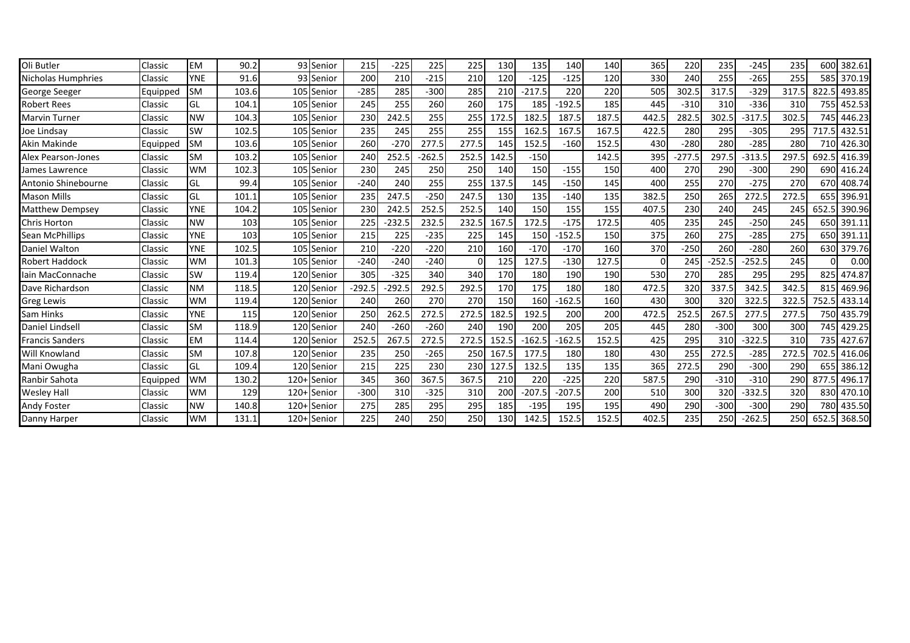| | | | | | | | | | | | | | | | | | | | | | |
|---|---|---|---|---|---|---|---|---|---|---|---|---|---|---|---|---|---|---|---|---|---|
| Oli Butler | Classic | EM | 90.2 | 93 | Senior | 215 | -225 | 225 | 225 | 130 | 135 | 140 | 140 | 365 | 220 | 235 | -245 | 235 | 600 | 382.61 |
| Nicholas Humphries | Classic | YNE | 91.6 | 93 | Senior | 200 | 210 | -215 | 210 | 120 | -125 | -125 | 120 | 330 | 240 | 255 | -265 | 255 | 585 | 370.19 |
| George Seeger | Equipped | SM | 103.6 | 105 | Senior | -285 | 285 | -300 | 285 | 210 | -217.5 | 220 | 220 | 505 | 302.5 | 317.5 | -329 | 317.5 | 822.5 | 493.85 |
| Robert Rees | Classic | GL | 104.1 | 105 | Senior | 245 | 255 | 260 | 260 | 175 | 185 | -192.5 | 185 | 445 | -310 | 310 | -336 | 310 | 755 | 452.53 |
| Marvin Turner | Classic | NW | 104.3 | 105 | Senior | 230 | 242.5 | 255 | 255 | 172.5 | 182.5 | 187.5 | 187.5 | 442.5 | 282.5 | 302.5 | -317.5 | 302.5 | 745 | 446.23 |
| Joe Lindsay | Classic | SW | 102.5 | 105 | Senior | 235 | 245 | 255 | 255 | 155 | 162.5 | 167.5 | 167.5 | 422.5 | 280 | 295 | -305 | 295 | 717.5 | 432.51 |
| Akin Makinde | Equipped | SM | 103.6 | 105 | Senior | 260 | -270 | 277.5 | 277.5 | 145 | 152.5 | -160 | 152.5 | 430 | -280 | 280 | -285 | 280 | 710 | 426.30 |
| Alex Pearson-Jones | Classic | SM | 103.2 | 105 | Senior | 240 | 252.5 | -262.5 | 252.5 | 142.5 | -150 | | 142.5 | 395 | -277.5 | 297.5 | -313.5 | 297.5 | 692.5 | 416.39 |
| James Lawrence | Classic | WM | 102.3 | 105 | Senior | 230 | 245 | 250 | 250 | 140 | 150 | -155 | 150 | 400 | 270 | 290 | -300 | 290 | 690 | 416.24 |
| Antonio Shinebourne | Classic | GL | 99.4 | 105 | Senior | -240 | 240 | 255 | 255 | 137.5 | 145 | -150 | 145 | 400 | 255 | 270 | -275 | 270 | 670 | 408.74 |
| Mason Mills | Classic | GL | 101.1 | 105 | Senior | 235 | 247.5 | -250 | 247.5 | 130 | 135 | -140 | 135 | 382.5 | 250 | 265 | 272.5 | 272.5 | 655 | 396.91 |
| Matthew Dempsey | Classic | YNE | 104.2 | 105 | Senior | 230 | 242.5 | 252.5 | 252.5 | 140 | 150 | 155 | 155 | 407.5 | 230 | 240 | 245 | 245 | 652.5 | 390.96 |
| Chris Horton | Classic | NW | 103 | 105 | Senior | 225 | -232.5 | 232.5 | 232.5 | 167.5 | 172.5 | -175 | 172.5 | 405 | 235 | 245 | -250 | 245 | 650 | 391.11 |
| Sean McPhillips | Classic | YNE | 103 | 105 | Senior | 215 | 225 | -235 | 225 | 145 | 150 | -152.5 | 150 | 375 | 260 | 275 | -285 | 275 | 650 | 391.11 |
| Daniel Walton | Classic | YNE | 102.5 | 105 | Senior | 210 | -220 | -220 | 210 | 160 | -170 | -170 | 160 | 370 | -250 | 260 | -280 | 260 | 630 | 379.76 |
| Robert Haddock | Classic | WM | 101.3 | 105 | Senior | -240 | -240 | -240 | 0 | 125 | 127.5 | -130 | 127.5 | 0 | 245 | -252.5 | -252.5 | 245 | 0 | 0.00 |
| Iain MacConnache | Classic | SW | 119.4 | 120 | Senior | 305 | -325 | 340 | 340 | 170 | 180 | 190 | 190 | 530 | 270 | 285 | 295 | 295 | 825 | 474.87 |
| Dave Richardson | Classic | NM | 118.5 | 120 | Senior | -292.5 | -292.5 | 292.5 | 292.5 | 170 | 175 | 180 | 180 | 472.5 | 320 | 337.5 | 342.5 | 342.5 | 815 | 469.96 |
| Greg Lewis | Classic | WM | 119.4 | 120 | Senior | 240 | 260 | 270 | 270 | 150 | 160 | -162.5 | 160 | 430 | 300 | 320 | 322.5 | 322.5 | 752.5 | 433.14 |
| Sam Hinks | Classic | YNE | 115 | 120 | Senior | 250 | 262.5 | 272.5 | 272.5 | 182.5 | 192.5 | 200 | 200 | 472.5 | 252.5 | 267.5 | 277.5 | 277.5 | 750 | 435.79 |
| Daniel Lindsell | Classic | SM | 118.9 | 120 | Senior | 240 | -260 | -260 | 240 | 190 | 200 | 205 | 205 | 445 | 280 | -300 | 300 | 300 | 745 | 429.25 |
| Francis Sanders | Classic | EM | 114.4 | 120 | Senior | 252.5 | 267.5 | 272.5 | 272.5 | 152.5 | -162.5 | -162.5 | 152.5 | 425 | 295 | 310 | -322.5 | 310 | 735 | 427.67 |
| Will Knowland | Classic | SM | 107.8 | 120 | Senior | 235 | 250 | -265 | 250 | 167.5 | 177.5 | 180 | 180 | 430 | 255 | 272.5 | -285 | 272.5 | 702.5 | 416.06 |
| Mani Owugha | Classic | GL | 109.4 | 120 | Senior | 215 | 225 | 230 | 230 | 127.5 | 132.5 | 135 | 135 | 365 | 272.5 | 290 | -300 | 290 | 655 | 386.12 |
| Ranbir Sahota | Equipped | WM | 130.2 | 120+ | Senior | 345 | 360 | 367.5 | 367.5 | 210 | 220 | -225 | 220 | 587.5 | 290 | -310 | -310 | 290 | 877.5 | 496.17 |
| Wesley Hall | Classic | WM | 129 | 120+ | Senior | -300 | 310 | -325 | 310 | 200 | -207.5 | -207.5 | 200 | 510 | 300 | 320 | -332.5 | 320 | 830 | 470.10 |
| Andy Foster | Classic | NW | 140.8 | 120+ | Senior | 275 | 285 | 295 | 295 | 185 | -195 | 195 | 195 | 490 | 290 | -300 | -300 | 290 | 780 | 435.50 |
| Danny Harper | Classic | WM | 131.1 | 120+ | Senior | 225 | 240 | 250 | 250 | 130 | 142.5 | 152.5 | 152.5 | 402.5 | 235 | 250 | -262.5 | 250 | 652.5 | 368.50 |